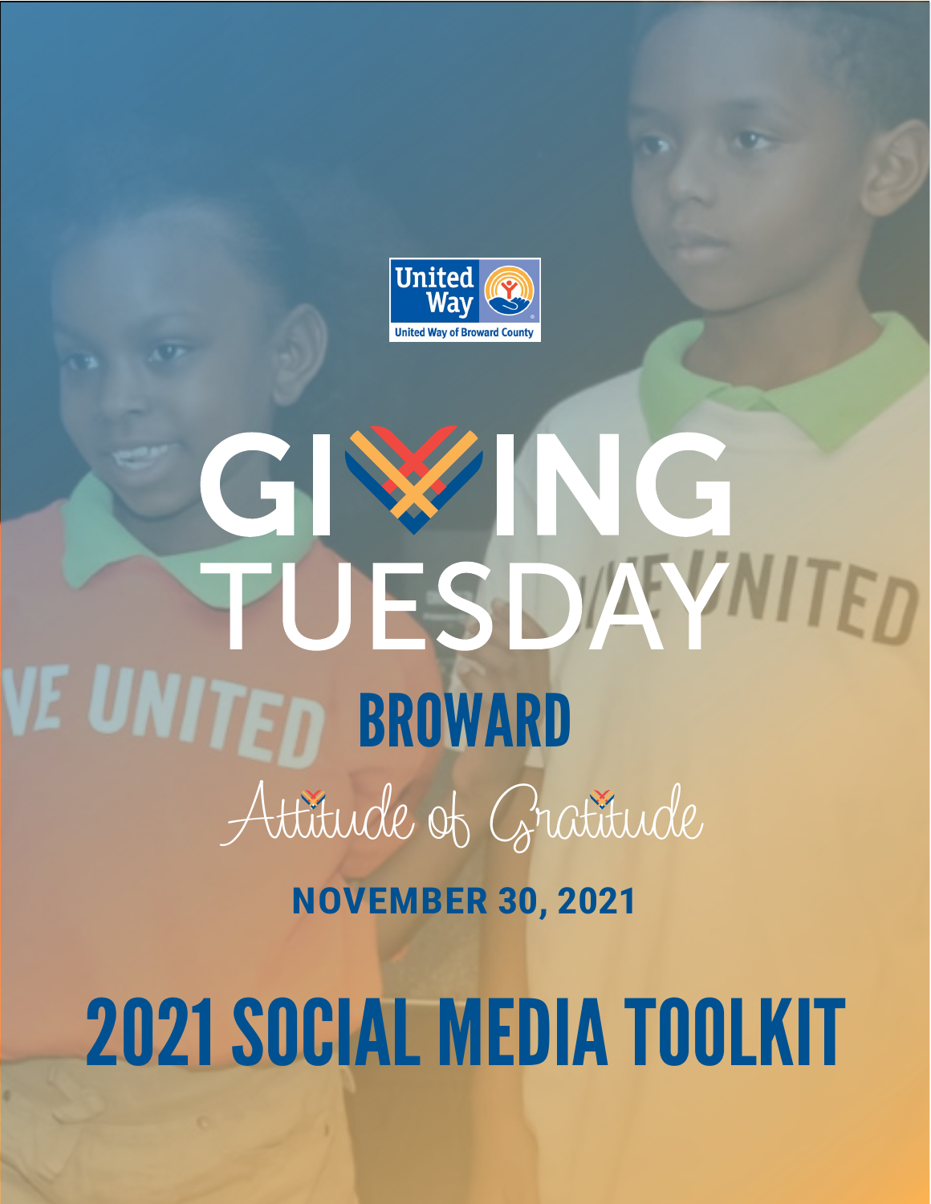United Way of Broward County

# GIVING TUESDAY

## BROWARD

*Attitude of Gratitude*

**NOVEMBER 30, 2021**

# 2021 SOCIAL MEDIA TOOLKIT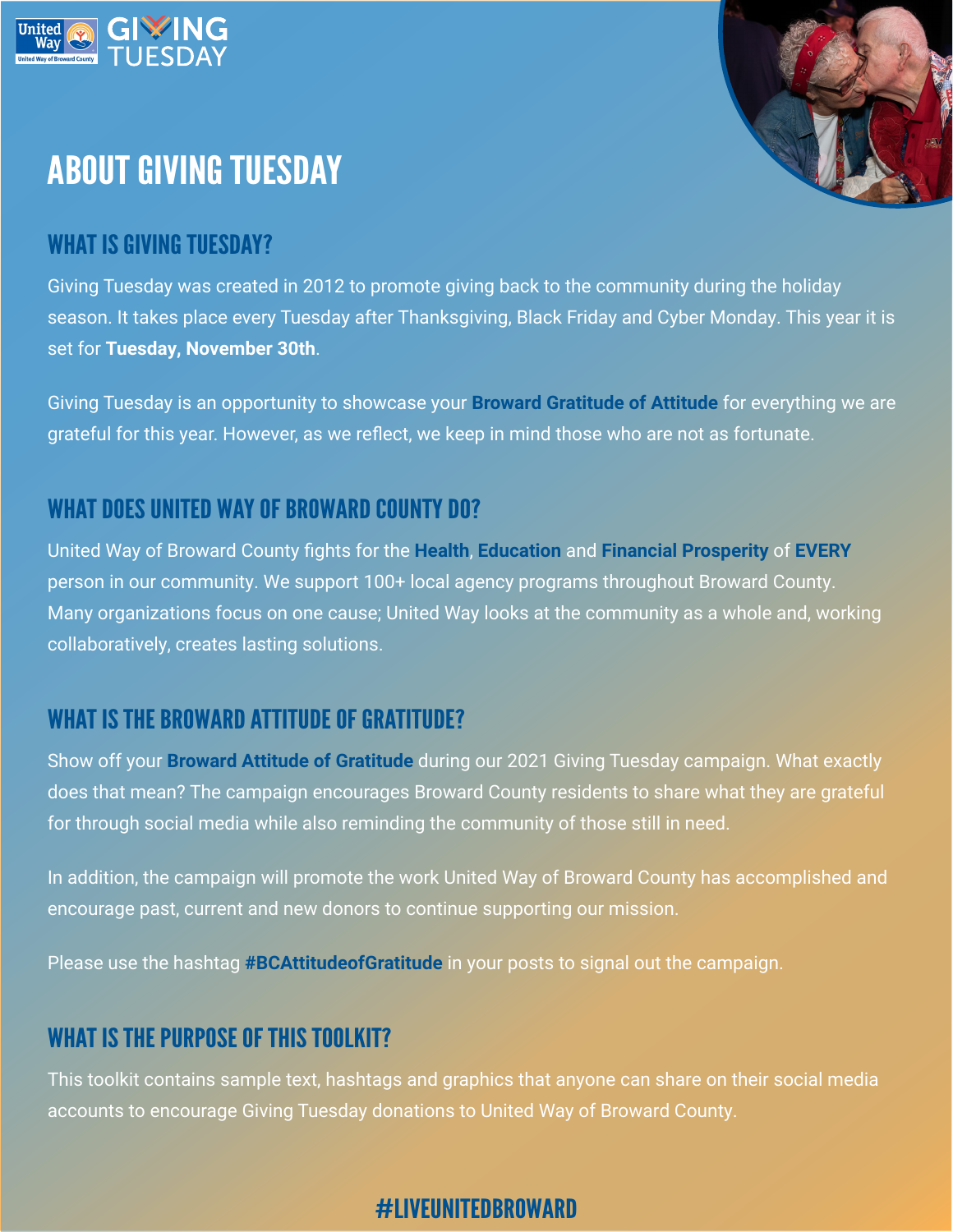# ABOUT GIVING TUESDAY

## WHAT IS GIVING TUESDAY?

Giving Tuesday was created in 2012 to promote giving back to the community during the holiday season. It takes place every Tuesday after Thanksgiving, Black Friday and Cyber Monday. This year it is set for **Tuesday, November 30th**.

Giving Tuesday is an opportunity to showcase your **Broward Gratitude of Attitude** for everything we are grateful for this year. However, as we reflect, we keep in mind those who are not as fortunate.

## WHAT DOES UNITED WAY OF BROWARD COUNTY DO?

United Way of Broward County fights for the **Health**, **Education** and **Financial Prosperity** of **EVERY** person in our community. We support 100+ local agency programs throughout Broward County. Many organizations focus on one cause; United Way looks at the community as a whole and, working collaboratively, creates lasting solutions.

## WHAT IS THE BROWARD ATTITUDE OF GRATITUDE?

Show off your **Broward Attitude of Gratitude** during our 2021 Giving Tuesday campaign. What exactly does that mean? The campaign encourages Broward County residents to share what they are grateful for through social media while also reminding the community of those still in need.

In addition, the campaign will promote the work United Way of Broward County has accomplished and encourage past, current and new donors to continue supporting our mission.

Please use the hashtag **#BCAttitudeofGratitude** in your posts to signal out the campaign.

## WHAT IS THE PURPOSE OF THIS TOOLKIT?

This toolkit contains sample text, hashtags and graphics that anyone can share on their social media accounts to encourage Giving Tuesday donations to United Way of Broward County.

**#LIVEUNITEDBROWARD**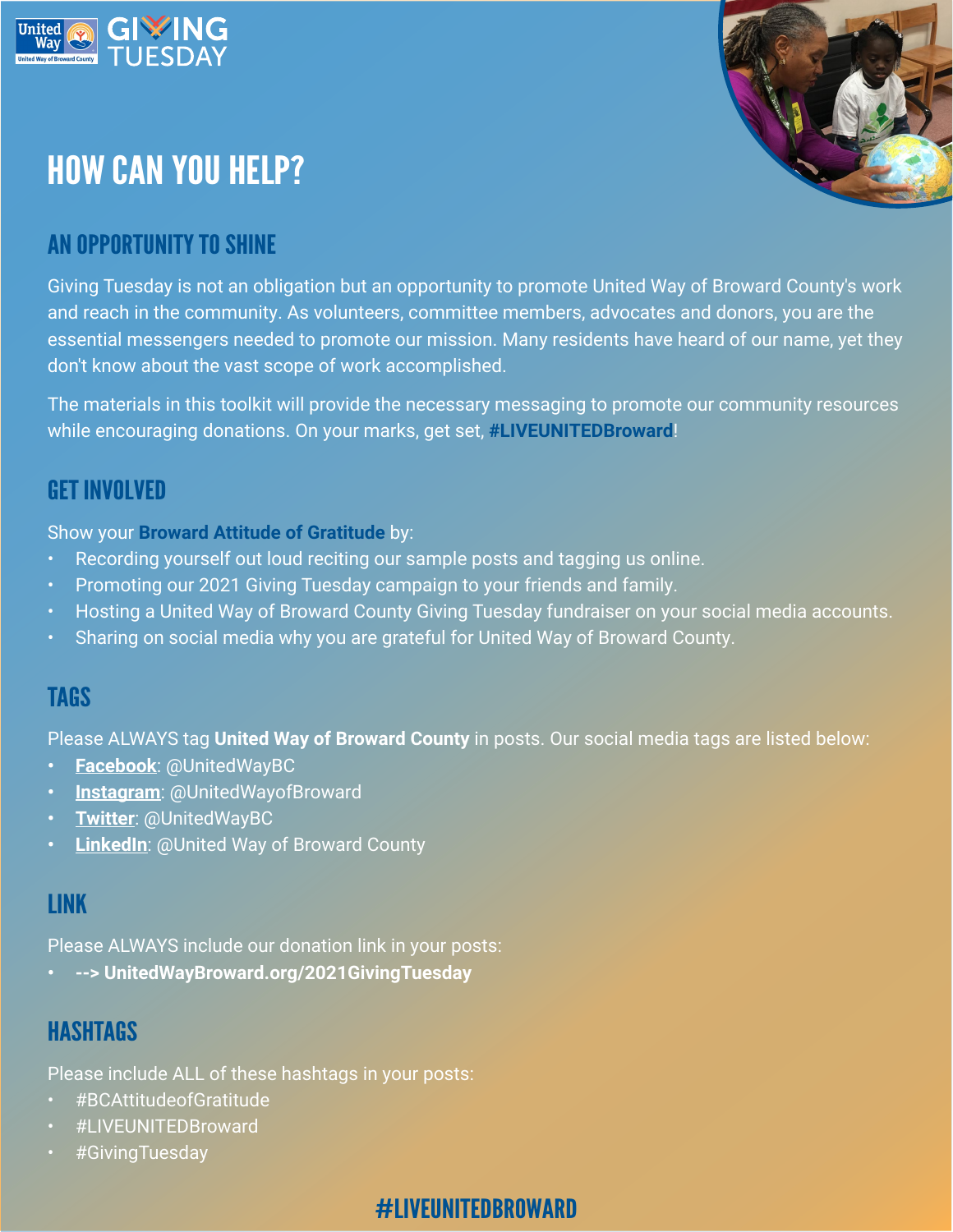# HOW CAN YOU HELP?

## AN OPPORTUNITY TO SHINE

Giving Tuesday is not an obligation but an opportunity to promote United Way of Broward County's work and reach in the community. As volunteers, committee members, advocates and donors, you are the essential messengers needed to promote our mission. Many residents have heard of our name, yet they don't know about the vast scope of work accomplished.

The materials in this toolkit will provide the necessary messaging to promote our community resources while encouraging donations. On your marks, get set, **#LIVEUNITEDBroward**!

## GET INVOLVED

Show your **Broward Attitude of Gratitude** by:

- Recording yourself out loud reciting our sample posts and tagging us online.
- Promoting our 2021 Giving Tuesday campaign to your friends and family.
- Hosting a United Way of Broward County Giving Tuesday fundraiser on your social media accounts.
- Sharing on social media why you are grateful for United Way of Broward County.

## TAGS

Please ALWAYS tag **United Way of Broward County** in posts. Our social media tags are listed below:

- **Facebook**: @UnitedWayBC
- **Instagram**: @UnitedWayofBroward
- **Twitter**: @UnitedWayBC
- **LinkedIn**: @United Way of Broward County

## LINK

Please ALWAYS include our donation link in your posts:

- **--> UnitedWayBroward.org/2021GivingTuesday**

## HASHTAGS

Please include ALL of these hashtags in your posts:

- #BCAttitudeofGratitude
- #LIVEUNITEDBroward
- #GivingTuesday

**#LIVEUNITEDBROWARD**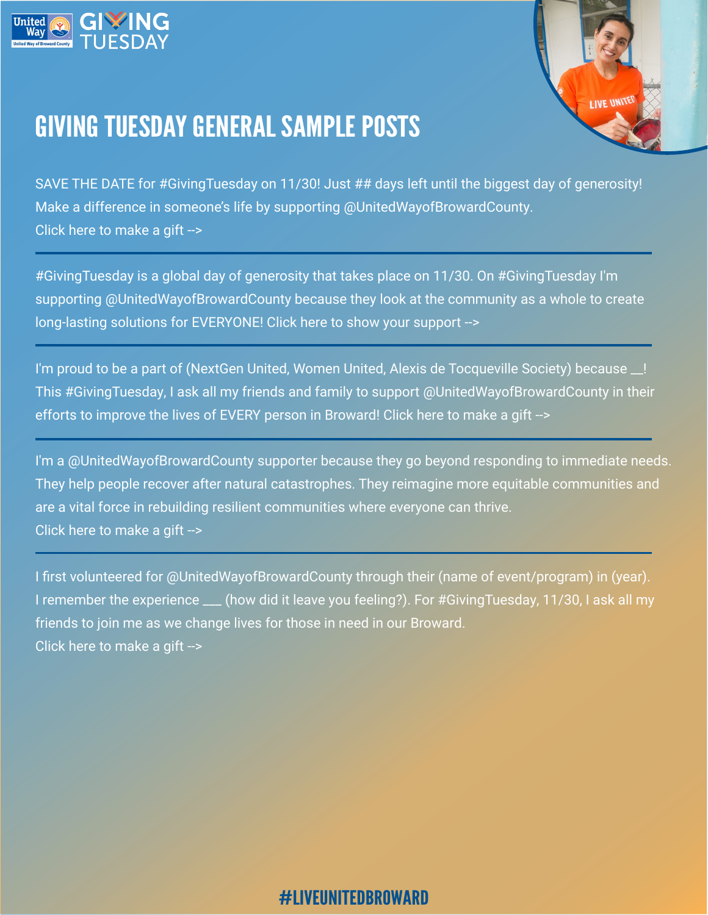# GIVING TUESDAY GENERAL SAMPLE POSTS

SAVE THE DATE for #GivingTuesday on 11/30! Just ## days left until the biggest day of generosity! Make a difference in someone's life by supporting @UnitedWayofBrowardCounty.
Click here to make a gift -->

---

#GivingTuesday is a global day of generosity that takes place on 11/30. On #GivingTuesday I'm supporting @UnitedWayofBrowardCounty because they look at the community as a whole to create long-lasting solutions for EVERYONE! Click here to show your support -->

---

I'm proud to be a part of (NextGen United, Women United, Alexis de Tocqueville Society) because __! This #GivingTuesday, I ask all my friends and family to support @UnitedWayofBrowardCounty in their efforts to improve the lives of EVERY person in Broward! Click here to make a gift -->

---

I'm a @UnitedWayofBrowardCounty supporter because they go beyond responding to immediate needs. They help people recover after natural catastrophes. They reimagine more equitable communities and are a vital force in rebuilding resilient communities where everyone can thrive.
Click here to make a gift -->

---

I first volunteered for @UnitedWayofBrowardCounty through their (name of event/program) in (year). I remember the experience ___ (how did it leave you feeling?). For #GivingTuesday, 11/30, I ask all my friends to join me as we change lives for those in need in our Broward.
Click here to make a gift -->

#LIVEUNITEDBROWARD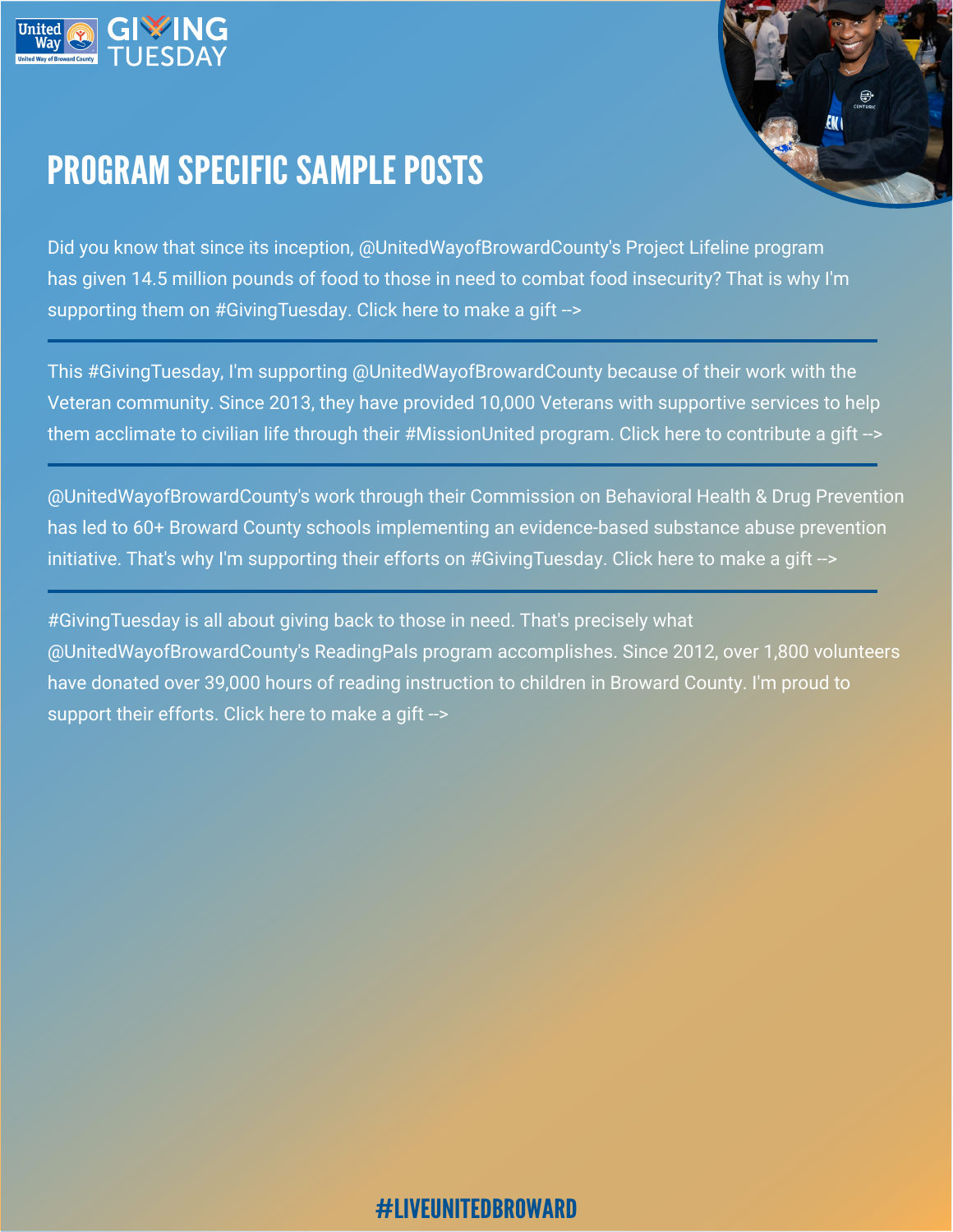# PROGRAM SPECIFIC SAMPLE POSTS

Did you know that since its inception, @UnitedWayofBrowardCounty's Project Lifeline program has given 14.5 million pounds of food to those in need to combat food insecurity? That is why I'm supporting them on #GivingTuesday. Click here to make a gift -->

---

This #GivingTuesday, I'm supporting @UnitedWayofBrowardCounty because of their work with the Veteran community. Since 2013, they have provided 10,000 Veterans with supportive services to help them acclimate to civilian life through their #MissionUnited program. Click here to contribute a gift -->

---

@UnitedWayofBrowardCounty's work through their Commission on Behavioral Health & Drug Prevention has led to 60+ Broward County schools implementing an evidence-based substance abuse prevention initiative. That's why I'm supporting their efforts on #GivingTuesday. Click here to make a gift -->

---

#GivingTuesday is all about giving back to those in need. That's precisely what @UnitedWayofBrowardCounty's ReadingPals program accomplishes. Since 2012, over 1,800 volunteers have donated over 39,000 hours of reading instruction to children in Broward County. I'm proud to support their efforts. Click here to make a gift -->

#LIVEUNITEDBROWARD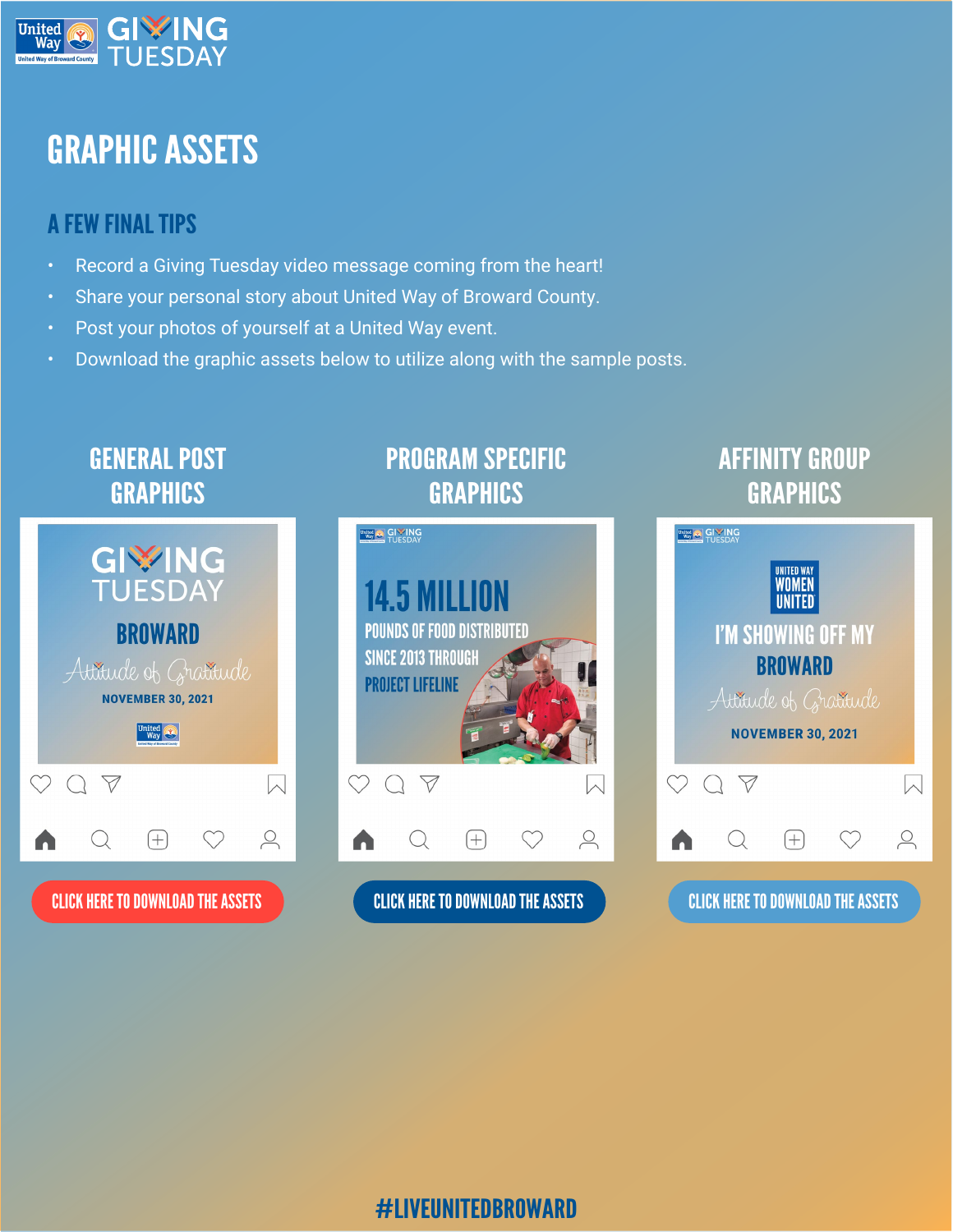# GRAPHIC ASSETS

## A FEW FINAL TIPS

- Record a Giving Tuesday video message coming from the heart!
- Share your personal story about United Way of Broward County.
- Post your photos of yourself at a United Way event.
- Download the graphic assets below to utilize along with the sample posts.

### GENERAL POST GRAPHICS

GIVING TUESDAY
BROWARD
Attitude of Gratitude
NOVEMBER 30, 2021

CLICK HERE TO DOWNLOAD THE ASSETS

### PROGRAM SPECIFIC GRAPHICS

14.5 MILLION
POUNDS OF FOOD DISTRIBUTED SINCE 2013 THROUGH PROJECT LIFELINE

CLICK HERE TO DOWNLOAD THE ASSETS

### AFFINITY GROUP GRAPHICS

UNITED WAY WOMEN UNITED
I'M SHOWING OFF MY BROWARD
Attitude of Gratitude
NOVEMBER 30, 2021

CLICK HERE TO DOWNLOAD THE ASSETS

#LIVEUNITEDBROWARD